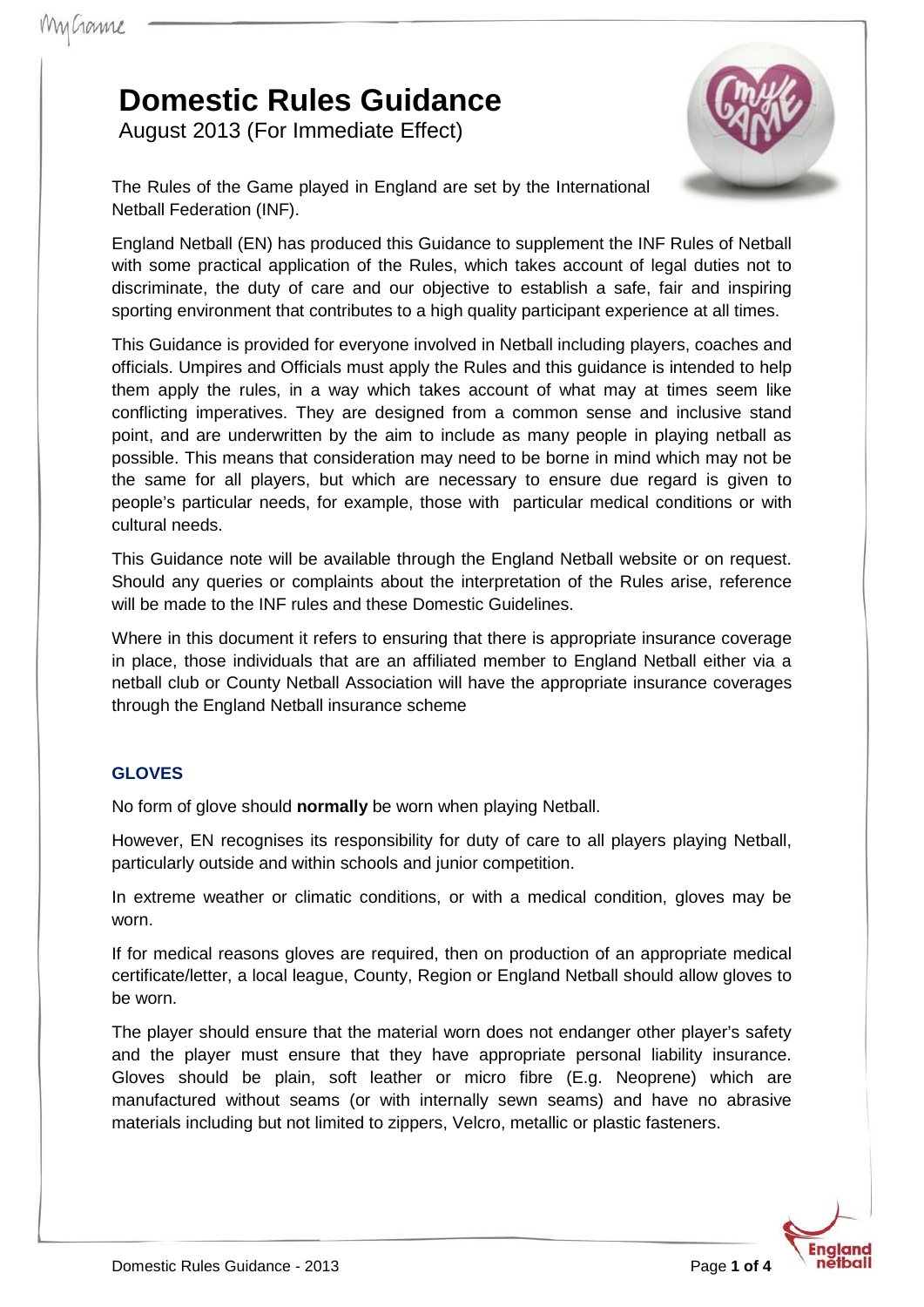# Domestic Rules Guidance

August 2013 (For Immediate Effect)

The Rules of the Game played in England are set by the International Netball Federation (INF).

England Netball (EN) has produced this Guidance to supplement the INF Rules of Netball with some practical application of the Rules, which takes account of legal duties not to discriminate, the duty of care and our objective to establish a safe, fair and inspiring sporting environment that contributes to a high quality participant experience at all times.

This Guidance is provided for everyone involved in Netball including players, coaches and officials. Umpires and Officials must apply the Rules and this guidance is intended to help them apply the rules, in a way which takes account of what may at times seem like conflicting imperatives. They are designed from a common sense and inclusive stand point, and are underwritten by the aim to include as many people in playing netball as possible. This means that consideration may need to be borne in mind which may not be the same for all players, but which are necessary to ensure due regard is given to people's particular needs, for example, those with particular medical conditions or with cultural needs.

This Guidance note will be available through the England Netball website or on request. Should any queries or complaints about the interpretation of the Rules arise, reference will be made to the INF rules and these Domestic Guidelines.

Where in this document it refers to ensuring that there is appropriate insurance coverage in place, those individuals that are an affiliated member to England Netball either via a netball club or County Netball Association will have the appropriate insurance coverages through the England Netball insurance scheme

## GLOVES

No form of glove should **normally** be worn when playing Netball.

However, EN recognises its responsibility for duty of care to all players playing Netball, particularly outside and within schools and junior competition.

In extreme weather or climatic conditions, or with a medical condition, gloves may be worn.

If for medical reasons gloves are required, then on production of an appropriate medical certificate/letter, a local league, County, Region or England Netball should allow gloves to be worn.

The player should ensure that the material worn does not endanger other player's safety and the player must ensure that they have appropriate personal liability insurance. Gloves should be plain, soft leather or micro fibre (E.g. Neoprene) which are manufactured without seams (or with internally sewn seams) and have no abrasive materials including but not limited to zippers, Velcro, metallic or plastic fasteners.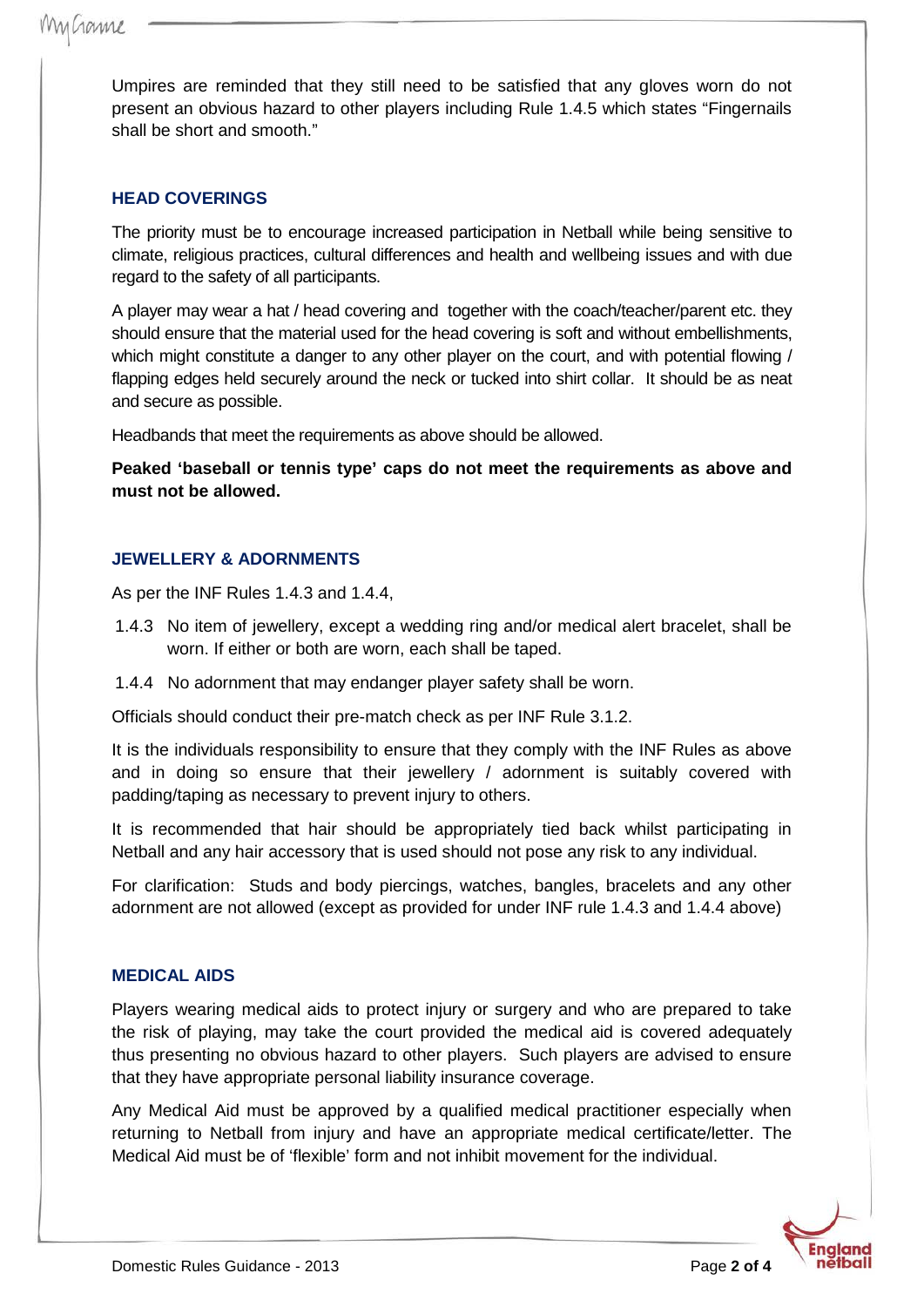Umpires are reminded that they still need to be satisfied that any gloves worn do not present an obvious hazard to other players including Rule 1.4.5 which states "Fingernails shall be short and smooth."

## HEAD COVERINGS

The priority must be to encourage increased participation in Netball while being sensitive to climate, religious practices, cultural differences and health and wellbeing issues and with due regard to the safety of all participants.

A player may wear a hat / head covering and together with the coach/teacher/parent etc. they should ensure that the material used for the head covering is soft and without embellishments, which might constitute a danger to any other player on the court, and with potential flowing / flapping edges held securely around the neck or tucked into shirt collar. It should be as neat and secure as possible.

Headbands that meet the requirements as above should be allowed.

**Peaked 'baseball or tennis type' caps do not meet the requirements as above and must not be allowed.**

## JEWELLERY & ADORNMENTS

As per the INF Rules 1.4.3 and 1.4.4,

1.4.3 No item of jewellery, except a wedding ring and/or medical alert bracelet, shall be worn. If either or both are worn, each shall be taped.

1.4.4 No adornment that may endanger player safety shall be worn.

Officials should conduct their pre-match check as per INF Rule 3.1.2.

It is the individuals responsibility to ensure that they comply with the INF Rules as above and in doing so ensure that their jewellery / adornment is suitably covered with padding/taping as necessary to prevent injury to others.

It is recommended that hair should be appropriately tied back whilst participating in Netball and any hair accessory that is used should not pose any risk to any individual.

For clarification: Studs and body piercings, watches, bangles, bracelets and any other adornment are not allowed (except as provided for under INF rule 1.4.3 and 1.4.4 above)

## MEDICAL AIDS

Players wearing medical aids to protect injury or surgery and who are prepared to take the risk of playing, may take the court provided the medical aid is covered adequately thus presenting no obvious hazard to other players. Such players are advised to ensure that they have appropriate personal liability insurance coverage.

Any Medical Aid must be approved by a qualified medical practitioner especially when returning to Netball from injury and have an appropriate medical certificate/letter. The Medical Aid must be of 'flexible' form and not inhibit movement for the individual.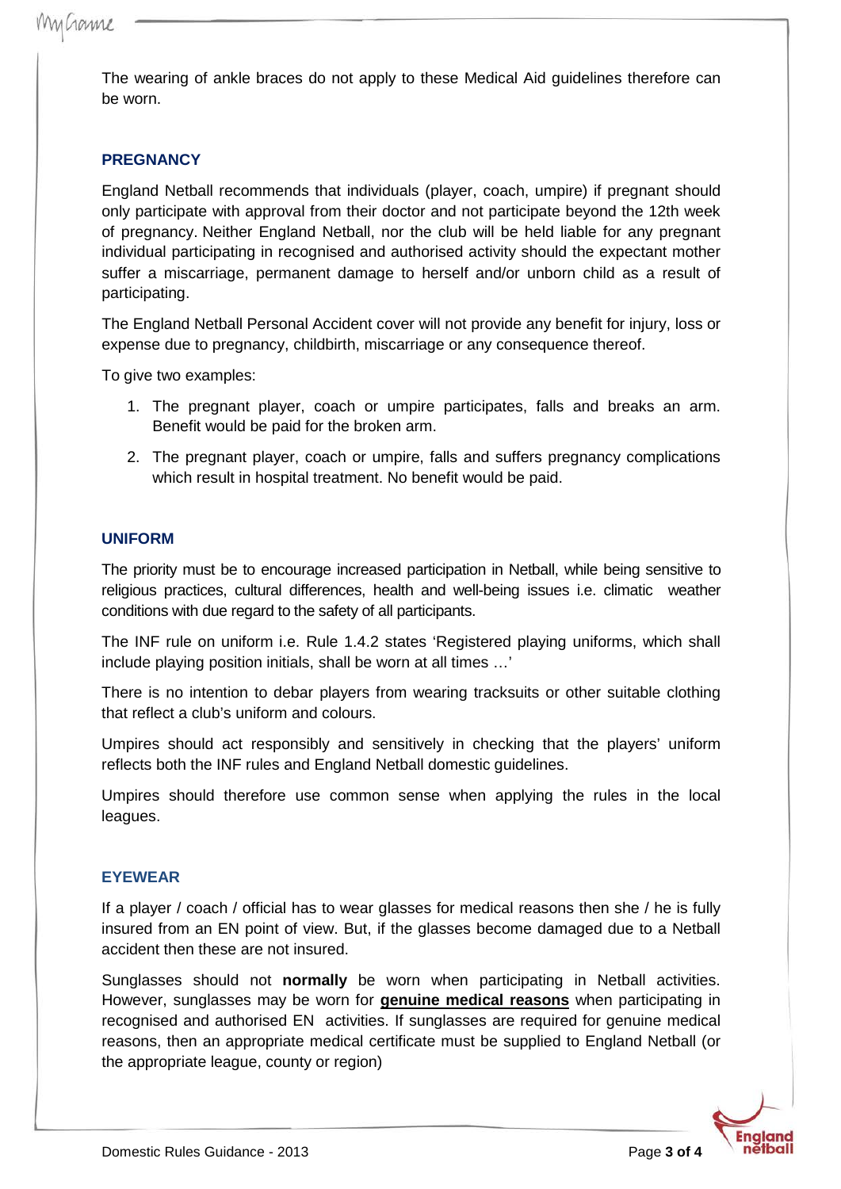The wearing of ankle braces do not apply to these Medical Aid guidelines therefore can be worn.

## PREGNANCY

England Netball recommends that individuals (player, coach, umpire) if pregnant should only participate with approval from their doctor and not participate beyond the 12th week of pregnancy. Neither England Netball, nor the club will be held liable for any pregnant individual participating in recognised and authorised activity should the expectant mother suffer a miscarriage, permanent damage to herself and/or unborn child as a result of participating.

The England Netball Personal Accident cover will not provide any benefit for injury, loss or expense due to pregnancy, childbirth, miscarriage or any consequence thereof.

To give two examples:

1. The pregnant player, coach or umpire participates, falls and breaks an arm. Benefit would be paid for the broken arm.
2. The pregnant player, coach or umpire, falls and suffers pregnancy complications which result in hospital treatment. No benefit would be paid.

## UNIFORM

The priority must be to encourage increased participation in Netball, while being sensitive to religious practices, cultural differences, health and well-being issues i.e. climatic weather conditions with due regard to the safety of all participants.

The INF rule on uniform i.e. Rule 1.4.2 states 'Registered playing uniforms, which shall include playing position initials, shall be worn at all times …'

There is no intention to debar players from wearing tracksuits or other suitable clothing that reflect a club's uniform and colours.

Umpires should act responsibly and sensitively in checking that the players' uniform reflects both the INF rules and England Netball domestic guidelines.

Umpires should therefore use common sense when applying the rules in the local leagues.

## EYEWEAR

If a player / coach / official has to wear glasses for medical reasons then she / he is fully insured from an EN point of view. But, if the glasses become damaged due to a Netball accident then these are not insured.

Sunglasses should not **normally** be worn when participating in Netball activities. However, sunglasses may be worn for **<u>genuine medical reasons</u>** when participating in recognised and authorised EN activities. If sunglasses are required for genuine medical reasons, then an appropriate medical certificate must be supplied to England Netball (or the appropriate league, county or region)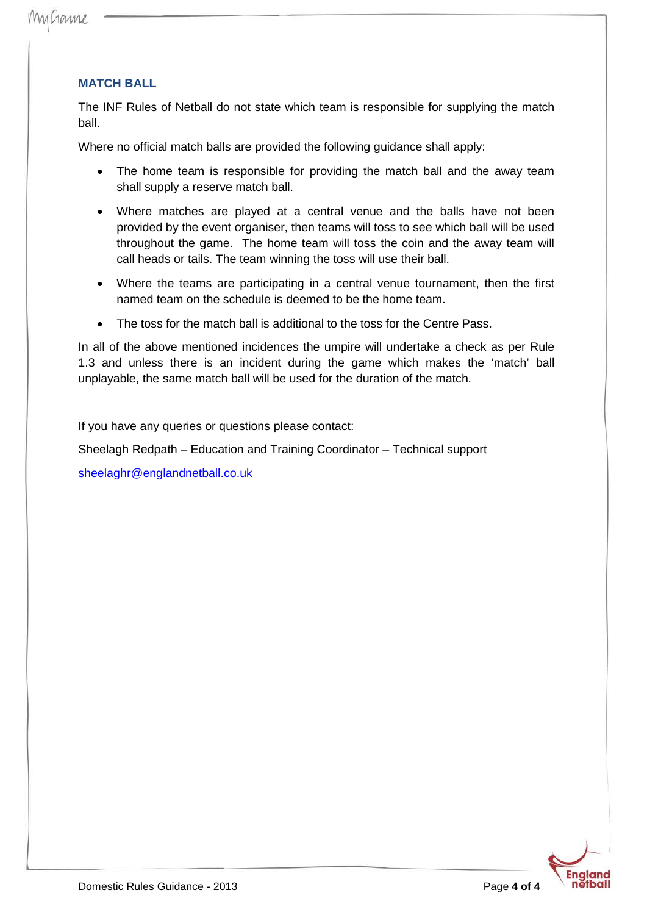## MATCH BALL

The INF Rules of Netball do not state which team is responsible for supplying the match ball.

Where no official match balls are provided the following guidance shall apply:

- The home team is responsible for providing the match ball and the away team shall supply a reserve match ball.
- Where matches are played at a central venue and the balls have not been provided by the event organiser, then teams will toss to see which ball will be used throughout the game. The home team will toss the coin and the away team will call heads or tails. The team winning the toss will use their ball.
- Where the teams are participating in a central venue tournament, then the first named team on the schedule is deemed to be the home team.
- The toss for the match ball is additional to the toss for the Centre Pass.

In all of the above mentioned incidences the umpire will undertake a check as per Rule 1.3 and unless there is an incident during the game which makes the 'match' ball unplayable, the same match ball will be used for the duration of the match.

If you have any queries or questions please contact:

Sheelagh Redpath – Education and Training Coordinator – Technical support

sheelaghr@englandnetball.co.uk